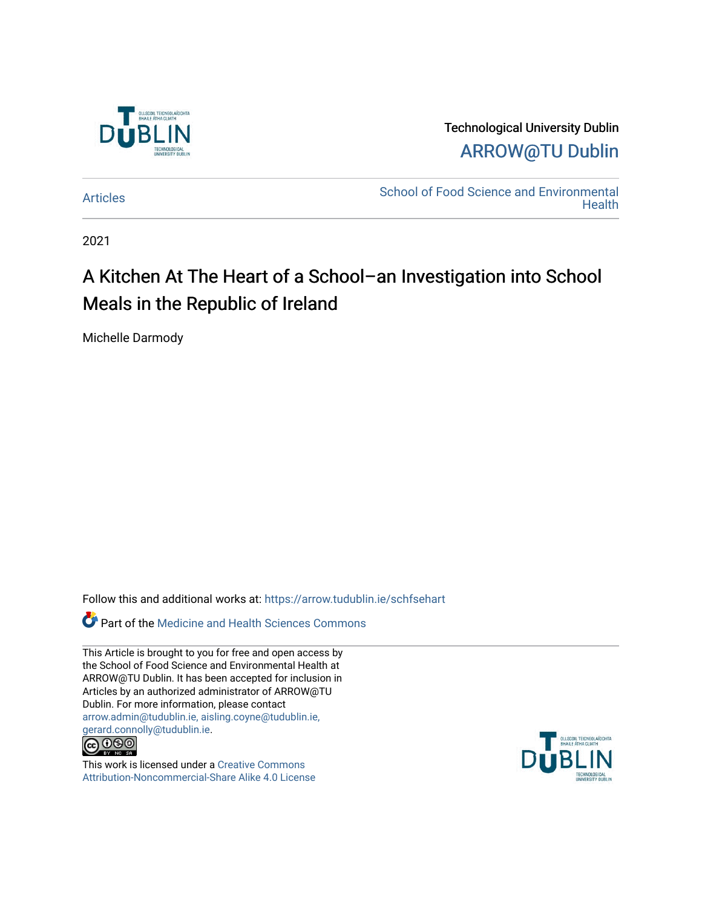Technological University Dublin

ARROW@TU Dublin

Articles

School of Food Science and Environmental Health

2021

# A Kitchen At The Heart of a School–an Investigation into School Meals in the Republic of Ireland

Michelle Darmody

Follow this and additional works at: https://arrow.tudublin.ie/schfsehart

Part of the Medicine and Health Sciences Commons

This Article is brought to you for free and open access by the School of Food Science and Environmental Health at ARROW@TU Dublin. It has been accepted for inclusion in Articles by an authorized administrator of ARROW@TU Dublin. For more information, please contact arrow.admin@tudublin.ie, aisling.coyne@tudublin.ie, gerard.connolly@tudublin.ie.

This work is licensed under a Creative Commons Attribution-Noncommercial-Share Alike 4.0 License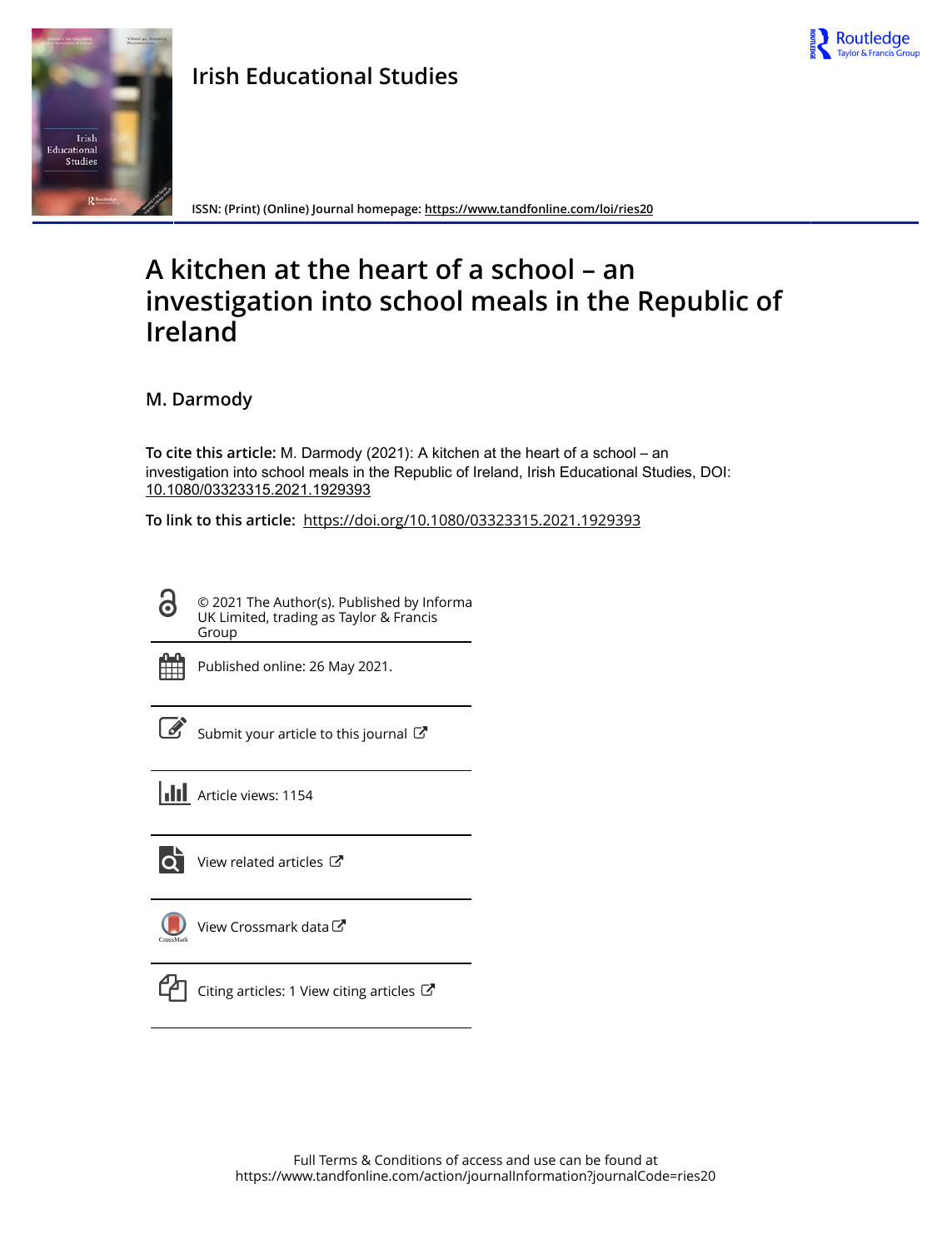# Irish Educational Studies

ISSN: (Print) (Online) Journal homepage: https://www.tandfonline.com/loi/ries20

# A kitchen at the heart of a school – an investigation into school meals in the Republic of Ireland

**M. Darmody**

**To cite this article:** M. Darmody (2021): A kitchen at the heart of a school – an investigation into school meals in the Republic of Ireland, Irish Educational Studies, DOI: 10.1080/03323315.2021.1929393

**To link to this article:** https://doi.org/10.1080/03323315.2021.1929393

© 2021 The Author(s). Published by Informa UK Limited, trading as Taylor & Francis Group

Published online: 26 May 2021.

Submit your article to this journal

Article views: 1154

View related articles

View Crossmark data

Citing articles: 1 View citing articles

Full Terms & Conditions of access and use can be found at
https://www.tandfonline.com/action/journalInformation?journalCode=ries20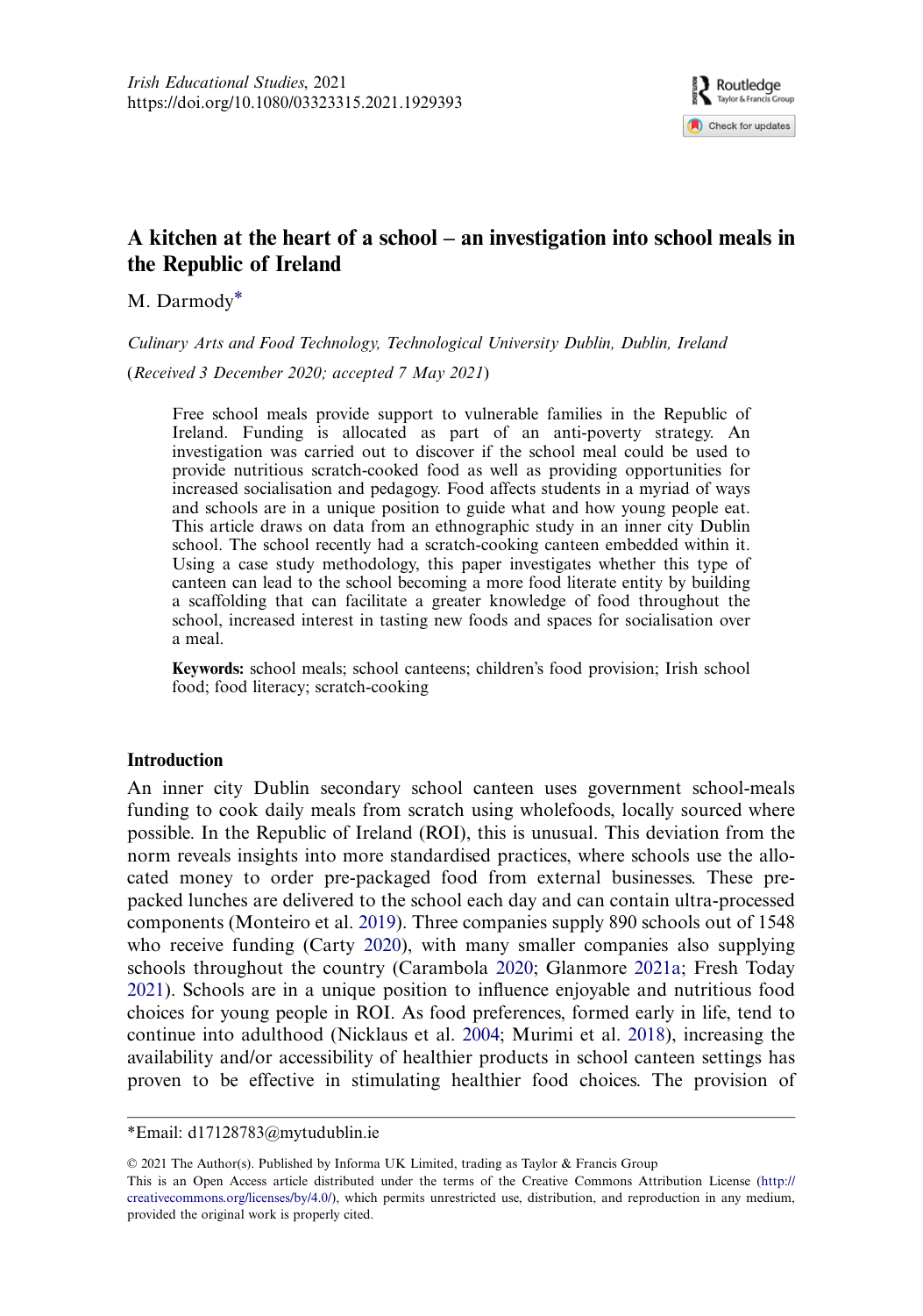# A kitchen at the heart of a school – an investigation into school meals in the Republic of Ireland

M. Darmody*

*Culinary Arts and Food Technology, Technological University Dublin, Dublin, Ireland*

(*Received 3 December 2020; accepted 7 May 2021*)

Free school meals provide support to vulnerable families in the Republic of Ireland. Funding is allocated as part of an anti-poverty strategy. An investigation was carried out to discover if the school meal could be used to provide nutritious scratch-cooked food as well as providing opportunities for increased socialisation and pedagogy. Food affects students in a myriad of ways and schools are in a unique position to guide what and how young people eat. This article draws on data from an ethnographic study in an inner city Dublin school. The school recently had a scratch-cooking canteen embedded within it. Using a case study methodology, this paper investigates whether this type of canteen can lead to the school becoming a more food literate entity by building a scaffolding that can facilitate a greater knowledge of food throughout the school, increased interest in tasting new foods and spaces for socialisation over a meal.

**Keywords:** school meals; school canteens; children's food provision; Irish school food; food literacy; scratch-cooking

## Introduction

An inner city Dublin secondary school canteen uses government school-meals funding to cook daily meals from scratch using wholefoods, locally sourced where possible. In the Republic of Ireland (ROI), this is unusual. This deviation from the norm reveals insights into more standardised practices, where schools use the allocated money to order pre-packaged food from external businesses. These pre-packed lunches are delivered to the school each day and can contain ultra-processed components (Monteiro et al. 2019). Three companies supply 890 schools out of 1548 who receive funding (Carty 2020), with many smaller companies also supplying schools throughout the country (Carambola 2020; Glanmore 2021a; Fresh Today 2021). Schools are in a unique position to influence enjoyable and nutritious food choices for young people in ROI. As food preferences, formed early in life, tend to continue into adulthood (Nicklaus et al. 2004; Murimi et al. 2018), increasing the availability and/or accessibility of healthier products in school canteen settings has proven to be effective in stimulating healthier food choices. The provision of

*Email: d17128783@mytudublin.ie

© 2021 The Author(s). Published by Informa UK Limited, trading as Taylor & Francis Group

This is an Open Access article distributed under the terms of the Creative Commons Attribution License (http://creativecommons.org/licenses/by/4.0/), which permits unrestricted use, distribution, and reproduction in any medium, provided the original work is properly cited.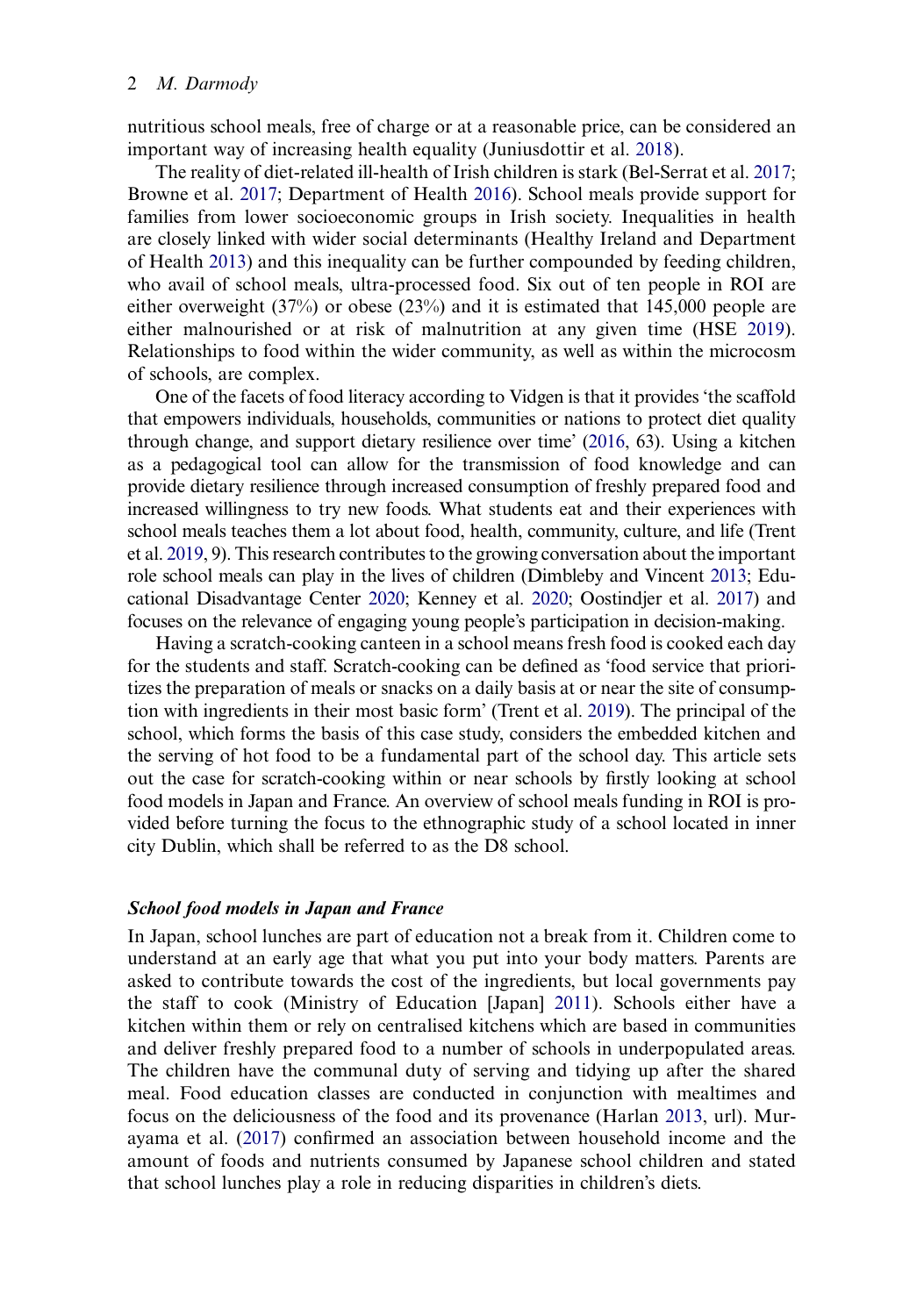nutritious school meals, free of charge or at a reasonable price, can be considered an important way of increasing health equality (Juniusdottir et al. 2018).

The reality of diet-related ill-health of Irish children is stark (Bel-Serrat et al. 2017; Browne et al. 2017; Department of Health 2016). School meals provide support for families from lower socioeconomic groups in Irish society. Inequalities in health are closely linked with wider social determinants (Healthy Ireland and Department of Health 2013) and this inequality can be further compounded by feeding children, who avail of school meals, ultra-processed food. Six out of ten people in ROI are either overweight (37%) or obese (23%) and it is estimated that 145,000 people are either malnourished or at risk of malnutrition at any given time (HSE 2019). Relationships to food within the wider community, as well as within the microcosm of schools, are complex.

One of the facets of food literacy according to Vidgen is that it provides 'the scaffold that empowers individuals, households, communities or nations to protect diet quality through change, and support dietary resilience over time' (2016, 63). Using a kitchen as a pedagogical tool can allow for the transmission of food knowledge and can provide dietary resilience through increased consumption of freshly prepared food and increased willingness to try new foods. What students eat and their experiences with school meals teaches them a lot about food, health, community, culture, and life (Trent et al. 2019, 9). This research contributes to the growing conversation about the important role school meals can play in the lives of children (Dimbleby and Vincent 2013; Educational Disadvantage Center 2020; Kenney et al. 2020; Oostindjer et al. 2017) and focuses on the relevance of engaging young people's participation in decision-making.

Having a scratch-cooking canteen in a school means fresh food is cooked each day for the students and staff. Scratch-cooking can be defined as 'food service that prioritizes the preparation of meals or snacks on a daily basis at or near the site of consumption with ingredients in their most basic form' (Trent et al. 2019). The principal of the school, which forms the basis of this case study, considers the embedded kitchen and the serving of hot food to be a fundamental part of the school day. This article sets out the case for scratch-cooking within or near schools by firstly looking at school food models in Japan and France. An overview of school meals funding in ROI is provided before turning the focus to the ethnographic study of a school located in inner city Dublin, which shall be referred to as the D8 school.

### School food models in Japan and France

In Japan, school lunches are part of education not a break from it. Children come to understand at an early age that what you put into your body matters. Parents are asked to contribute towards the cost of the ingredients, but local governments pay the staff to cook (Ministry of Education [Japan] 2011). Schools either have a kitchen within them or rely on centralised kitchens which are based in communities and deliver freshly prepared food to a number of schools in underpopulated areas. The children have the communal duty of serving and tidying up after the shared meal. Food education classes are conducted in conjunction with mealtimes and focus on the deliciousness of the food and its provenance (Harlan 2013, url). Murayama et al. (2017) confirmed an association between household income and the amount of foods and nutrients consumed by Japanese school children and stated that school lunches play a role in reducing disparities in children's diets.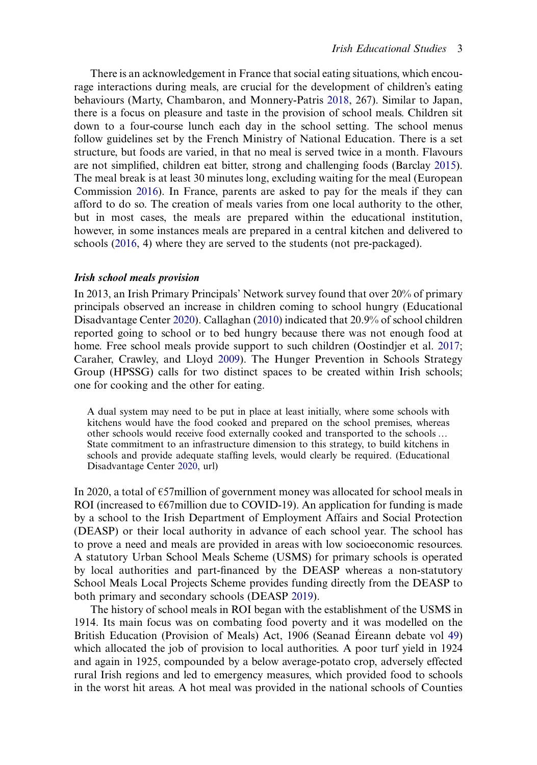There is an acknowledgement in France that social eating situations, which encourage interactions during meals, are crucial for the development of children's eating behaviours (Marty, Chambaron, and Monnery-Patris 2018, 267). Similar to Japan, there is a focus on pleasure and taste in the provision of school meals. Children sit down to a four-course lunch each day in the school setting. The school menus follow guidelines set by the French Ministry of National Education. There is a set structure, but foods are varied, in that no meal is served twice in a month. Flavours are not simplified, children eat bitter, strong and challenging foods (Barclay 2015). The meal break is at least 30 minutes long, excluding waiting for the meal (European Commission 2016). In France, parents are asked to pay for the meals if they can afford to do so. The creation of meals varies from one local authority to the other, but in most cases, the meals are prepared within the educational institution, however, in some instances meals are prepared in a central kitchen and delivered to schools (2016, 4) where they are served to the students (not pre-packaged).

### *Irish school meals provision*

In 2013, an Irish Primary Principals' Network survey found that over 20% of primary principals observed an increase in children coming to school hungry (Educational Disadvantage Center 2020). Callaghan (2010) indicated that 20.9% of school children reported going to school or to bed hungry because there was not enough food at home. Free school meals provide support to such children (Oostindjer et al. 2017; Caraher, Crawley, and Lloyd 2009). The Hunger Prevention in Schools Strategy Group (HPSSG) calls for two distinct spaces to be created within Irish schools; one for cooking and the other for eating.

> A dual system may need to be put in place at least initially, where some schools with kitchens would have the food cooked and prepared on the school premises, whereas other schools would receive food externally cooked and transported to the schools … State commitment to an infrastructure dimension to this strategy, to build kitchens in schools and provide adequate staffing levels, would clearly be required. (Educational Disadvantage Center 2020, url)

In 2020, a total of €57million of government money was allocated for school meals in ROI (increased to €67million due to COVID-19). An application for funding is made by a school to the Irish Department of Employment Affairs and Social Protection (DEASP) or their local authority in advance of each school year. The school has to prove a need and meals are provided in areas with low socioeconomic resources. A statutory Urban School Meals Scheme (USMS) for primary schools is operated by local authorities and part-financed by the DEASP whereas a non-statutory School Meals Local Projects Scheme provides funding directly from the DEASP to both primary and secondary schools (DEASP 2019).

The history of school meals in ROI began with the establishment of the USMS in 1914. Its main focus was on combating food poverty and it was modelled on the British Education (Provision of Meals) Act, 1906 (Seanad Éireann debate vol 49) which allocated the job of provision to local authorities. A poor turf yield in 1924 and again in 1925, compounded by a below average-potato crop, adversely effected rural Irish regions and led to emergency measures, which provided food to schools in the worst hit areas. A hot meal was provided in the national schools of Counties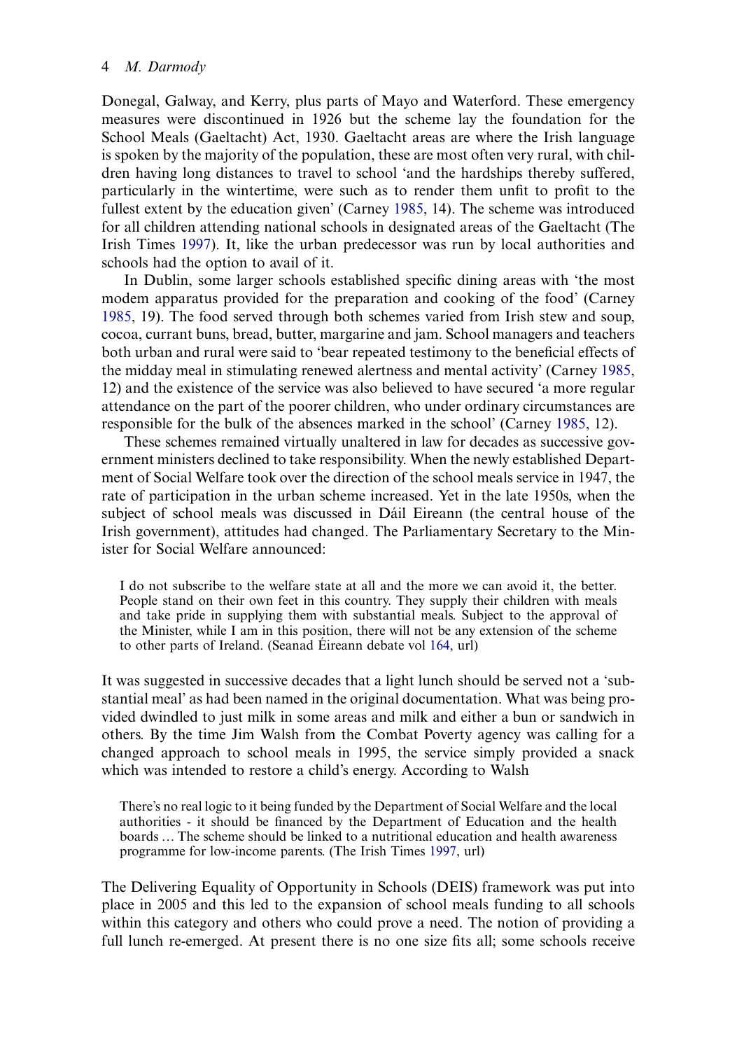Donegal, Galway, and Kerry, plus parts of Mayo and Waterford. These emergency measures were discontinued in 1926 but the scheme lay the foundation for the School Meals (Gaeltacht) Act, 1930. Gaeltacht areas are where the Irish language is spoken by the majority of the population, these are most often very rural, with children having long distances to travel to school 'and the hardships thereby suffered, particularly in the wintertime, were such as to render them unfit to profit to the fullest extent by the education given' (Carney 1985, 14). The scheme was introduced for all children attending national schools in designated areas of the Gaeltacht (The Irish Times 1997). It, like the urban predecessor was run by local authorities and schools had the option to avail of it.

In Dublin, some larger schools established specific dining areas with 'the most modem apparatus provided for the preparation and cooking of the food' (Carney 1985, 19). The food served through both schemes varied from Irish stew and soup, cocoa, currant buns, bread, butter, margarine and jam. School managers and teachers both urban and rural were said to 'bear repeated testimony to the beneficial effects of the midday meal in stimulating renewed alertness and mental activity' (Carney 1985, 12) and the existence of the service was also believed to have secured 'a more regular attendance on the part of the poorer children, who under ordinary circumstances are responsible for the bulk of the absences marked in the school' (Carney 1985, 12).

These schemes remained virtually unaltered in law for decades as successive government ministers declined to take responsibility. When the newly established Department of Social Welfare took over the direction of the school meals service in 1947, the rate of participation in the urban scheme increased. Yet in the late 1950s, when the subject of school meals was discussed in Dáil Eireann (the central house of the Irish government), attitudes had changed. The Parliamentary Secretary to the Minister for Social Welfare announced:

> I do not subscribe to the welfare state at all and the more we can avoid it, the better. People stand on their own feet in this country. They supply their children with meals and take pride in supplying them with substantial meals. Subject to the approval of the Minister, while I am in this position, there will not be any extension of the scheme to other parts of Ireland. (Seanad Éireann debate vol 164, url)

It was suggested in successive decades that a light lunch should be served not a 'substantial meal' as had been named in the original documentation. What was being provided dwindled to just milk in some areas and milk and either a bun or sandwich in others. By the time Jim Walsh from the Combat Poverty agency was calling for a changed approach to school meals in 1995, the service simply provided a snack which was intended to restore a child's energy. According to Walsh

> There's no real logic to it being funded by the Department of Social Welfare and the local authorities - it should be financed by the Department of Education and the health boards … The scheme should be linked to a nutritional education and health awareness programme for low-income parents. (The Irish Times 1997, url)

The Delivering Equality of Opportunity in Schools (DEIS) framework was put into place in 2005 and this led to the expansion of school meals funding to all schools within this category and others who could prove a need. The notion of providing a full lunch re-emerged. At present there is no one size fits all; some schools receive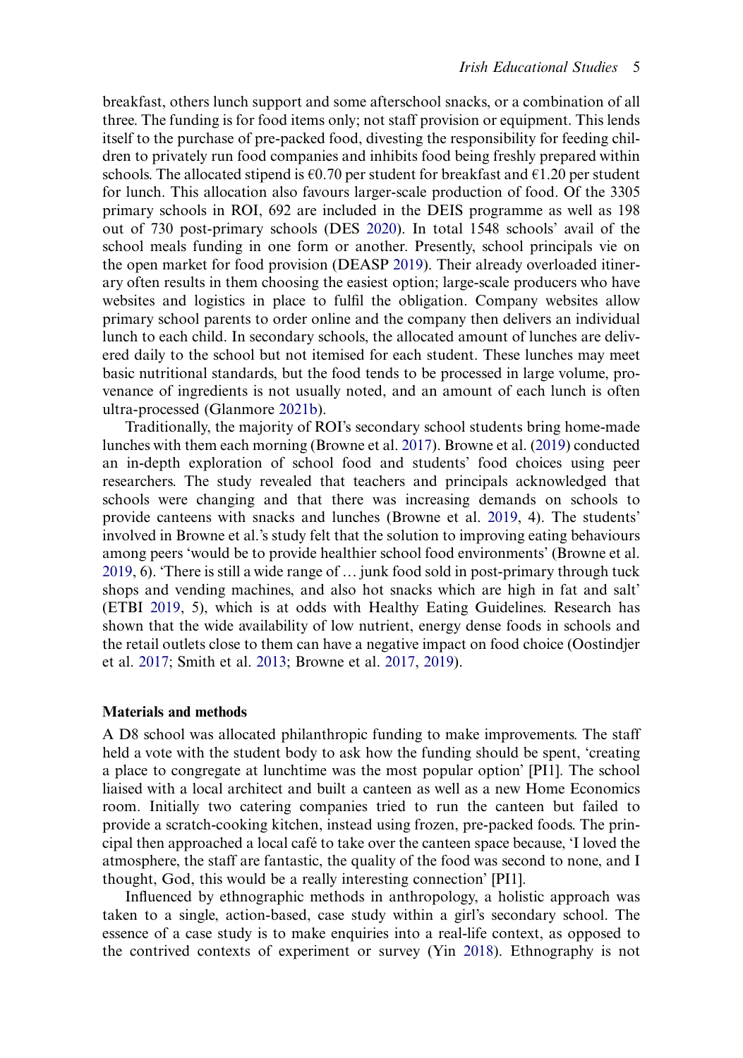breakfast, others lunch support and some afterschool snacks, or a combination of all three. The funding is for food items only; not staff provision or equipment. This lends itself to the purchase of pre-packed food, divesting the responsibility for feeding children to privately run food companies and inhibits food being freshly prepared within schools. The allocated stipend is €0.70 per student for breakfast and €1.20 per student for lunch. This allocation also favours larger-scale production of food. Of the 3305 primary schools in ROI, 692 are included in the DEIS programme as well as 198 out of 730 post-primary schools (DES 2020). In total 1548 schools' avail of the school meals funding in one form or another. Presently, school principals vie on the open market for food provision (DEASP 2019). Their already overloaded itinerary often results in them choosing the easiest option; large-scale producers who have websites and logistics in place to fulfil the obligation. Company websites allow primary school parents to order online and the company then delivers an individual lunch to each child. In secondary schools, the allocated amount of lunches are delivered daily to the school but not itemised for each student. These lunches may meet basic nutritional standards, but the food tends to be processed in large volume, provenance of ingredients is not usually noted, and an amount of each lunch is often ultra-processed (Glanmore 2021b).

Traditionally, the majority of ROI's secondary school students bring home-made lunches with them each morning (Browne et al. 2017). Browne et al. (2019) conducted an in-depth exploration of school food and students' food choices using peer researchers. The study revealed that teachers and principals acknowledged that schools were changing and that there was increasing demands on schools to provide canteens with snacks and lunches (Browne et al. 2019, 4). The students' involved in Browne et al.'s study felt that the solution to improving eating behaviours among peers 'would be to provide healthier school food environments' (Browne et al. 2019, 6). 'There is still a wide range of … junk food sold in post-primary through tuck shops and vending machines, and also hot snacks which are high in fat and salt' (ETBI 2019, 5), which is at odds with Healthy Eating Guidelines. Research has shown that the wide availability of low nutrient, energy dense foods in schools and the retail outlets close to them can have a negative impact on food choice (Oostindjer et al. 2017; Smith et al. 2013; Browne et al. 2017, 2019).

## Materials and methods

A D8 school was allocated philanthropic funding to make improvements. The staff held a vote with the student body to ask how the funding should be spent, 'creating a place to congregate at lunchtime was the most popular option' [PI1]. The school liaised with a local architect and built a canteen as well as a new Home Economics room. Initially two catering companies tried to run the canteen but failed to provide a scratch-cooking kitchen, instead using frozen, pre-packed foods. The principal then approached a local café to take over the canteen space because, 'I loved the atmosphere, the staff are fantastic, the quality of the food was second to none, and I thought, God, this would be a really interesting connection' [PI1].

Influenced by ethnographic methods in anthropology, a holistic approach was taken to a single, action-based, case study within a girl's secondary school. The essence of a case study is to make enquiries into a real-life context, as opposed to the contrived contexts of experiment or survey (Yin 2018). Ethnography is not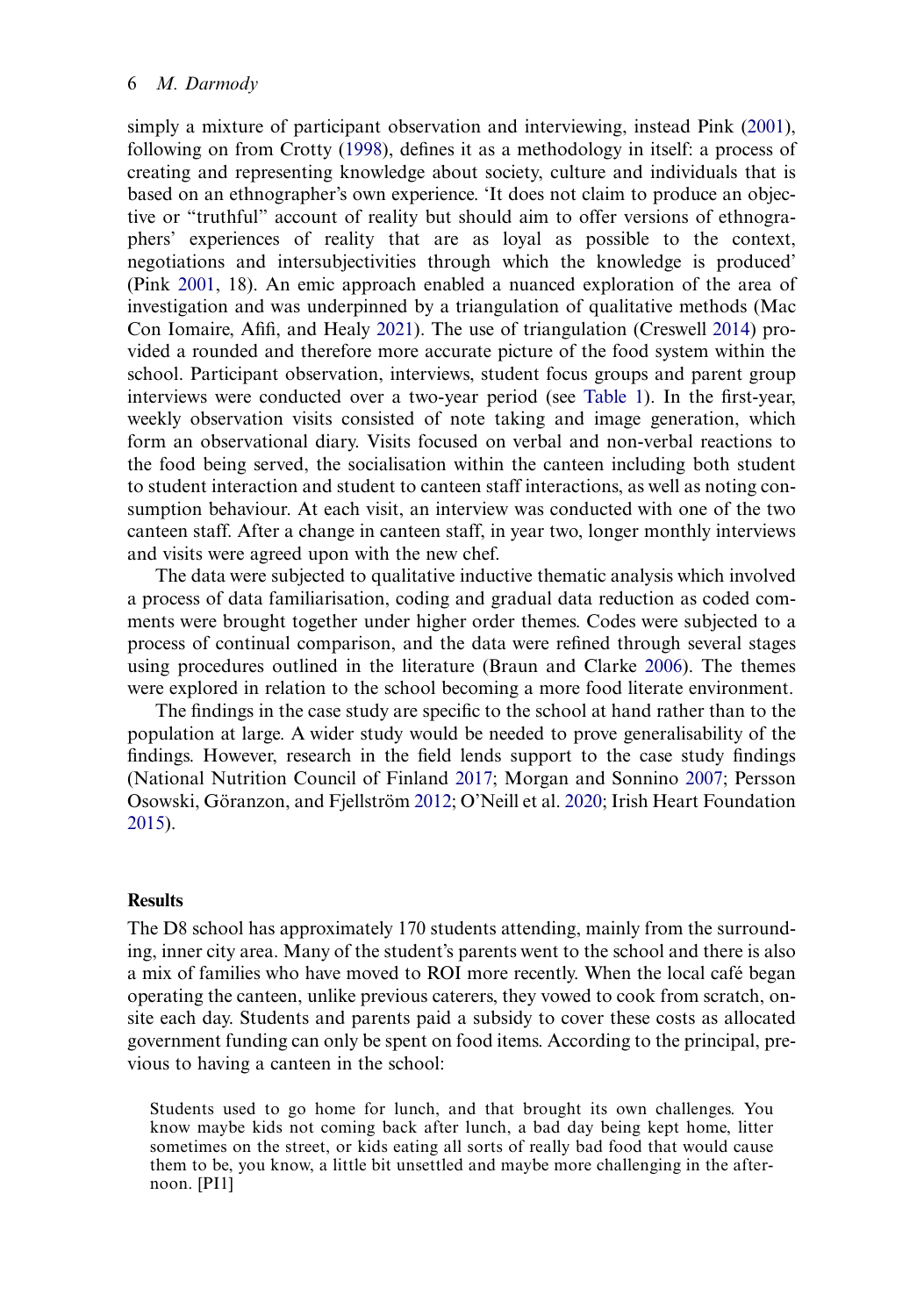simply a mixture of participant observation and interviewing, instead Pink (2001), following on from Crotty (1998), defines it as a methodology in itself: a process of creating and representing knowledge about society, culture and individuals that is based on an ethnographer's own experience. 'It does not claim to produce an objective or "truthful" account of reality but should aim to offer versions of ethnographers' experiences of reality that are as loyal as possible to the context, negotiations and intersubjectivities through which the knowledge is produced' (Pink 2001, 18). An emic approach enabled a nuanced exploration of the area of investigation and was underpinned by a triangulation of qualitative methods (Mac Con Iomaire, Afifi, and Healy 2021). The use of triangulation (Creswell 2014) provided a rounded and therefore more accurate picture of the food system within the school. Participant observation, interviews, student focus groups and parent group interviews were conducted over a two-year period (see Table 1). In the first-year, weekly observation visits consisted of note taking and image generation, which form an observational diary. Visits focused on verbal and non-verbal reactions to the food being served, the socialisation within the canteen including both student to student interaction and student to canteen staff interactions, as well as noting consumption behaviour. At each visit, an interview was conducted with one of the two canteen staff. After a change in canteen staff, in year two, longer monthly interviews and visits were agreed upon with the new chef.

The data were subjected to qualitative inductive thematic analysis which involved a process of data familiarisation, coding and gradual data reduction as coded comments were brought together under higher order themes. Codes were subjected to a process of continual comparison, and the data were refined through several stages using procedures outlined in the literature (Braun and Clarke 2006). The themes were explored in relation to the school becoming a more food literate environment.

The findings in the case study are specific to the school at hand rather than to the population at large. A wider study would be needed to prove generalisability of the findings. However, research in the field lends support to the case study findings (National Nutrition Council of Finland 2017; Morgan and Sonnino 2007; Persson Osowski, Göranzon, and Fjellström 2012; O'Neill et al. 2020; Irish Heart Foundation 2015).

## Results

The D8 school has approximately 170 students attending, mainly from the surrounding, inner city area. Many of the student's parents went to the school and there is also a mix of families who have moved to ROI more recently. When the local café began operating the canteen, unlike previous caterers, they vowed to cook from scratch, on-site each day. Students and parents paid a subsidy to cover these costs as allocated government funding can only be spent on food items. According to the principal, previous to having a canteen in the school:

> Students used to go home for lunch, and that brought its own challenges. You know maybe kids not coming back after lunch, a bad day being kept home, litter sometimes on the street, or kids eating all sorts of really bad food that would cause them to be, you know, a little bit unsettled and maybe more challenging in the afternoon. [PI1]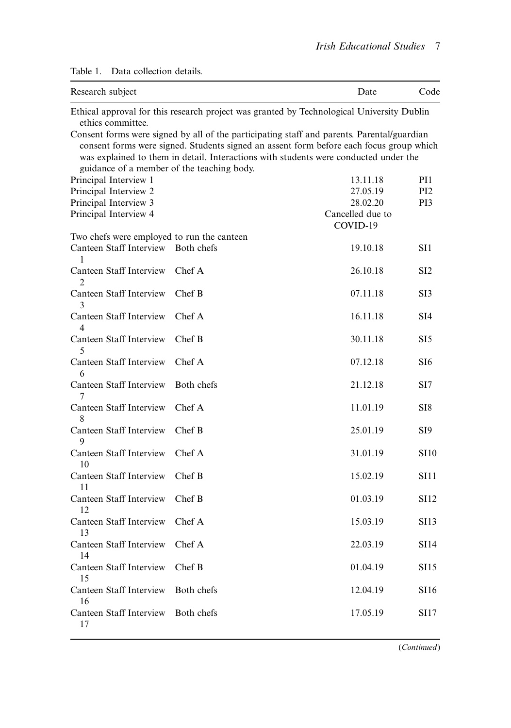Table 1. Data collection details.

| Research subject | | Date | Code |
|---|---|---|---|
| Ethical approval for this research project was granted by Technological University Dublin ethics committee. | | | |
| Consent forms were signed by all of the participating staff and parents. Parental/guardian consent forms were signed. Students signed an assent form before each focus group which was explained to them in detail. Interactions with students were conducted under the guidance of a member of the teaching body. | | | |
| Principal Interview 1 | | 13.11.18 | PI1 |
| Principal Interview 2 | | 27.05.19 | PI2 |
| Principal Interview 3 | | 28.02.20 | PI3 |
| Principal Interview 4 | | Cancelled due to COVID-19 | |
| Two chefs were employed to run the canteen | | | |
| Canteen Staff Interview 1 | Both chefs | 19.10.18 | SI1 |
| Canteen Staff Interview 2 | Chef A | 26.10.18 | SI2 |
| Canteen Staff Interview 3 | Chef B | 07.11.18 | SI3 |
| Canteen Staff Interview 4 | Chef A | 16.11.18 | SI4 |
| Canteen Staff Interview 5 | Chef B | 30.11.18 | SI5 |
| Canteen Staff Interview 6 | Chef A | 07.12.18 | SI6 |
| Canteen Staff Interview 7 | Both chefs | 21.12.18 | SI7 |
| Canteen Staff Interview 8 | Chef A | 11.01.19 | SI8 |
| Canteen Staff Interview 9 | Chef B | 25.01.19 | SI9 |
| Canteen Staff Interview 10 | Chef A | 31.01.19 | SI10 |
| Canteen Staff Interview 11 | Chef B | 15.02.19 | SI11 |
| Canteen Staff Interview 12 | Chef B | 01.03.19 | SI12 |
| Canteen Staff Interview 13 | Chef A | 15.03.19 | SI13 |
| Canteen Staff Interview 14 | Chef A | 22.03.19 | SI14 |
| Canteen Staff Interview 15 | Chef B | 01.04.19 | SI15 |
| Canteen Staff Interview 16 | Both chefs | 12.04.19 | SI16 |
| Canteen Staff Interview 17 | Both chefs | 17.05.19 | SI17 |

(*Continued*)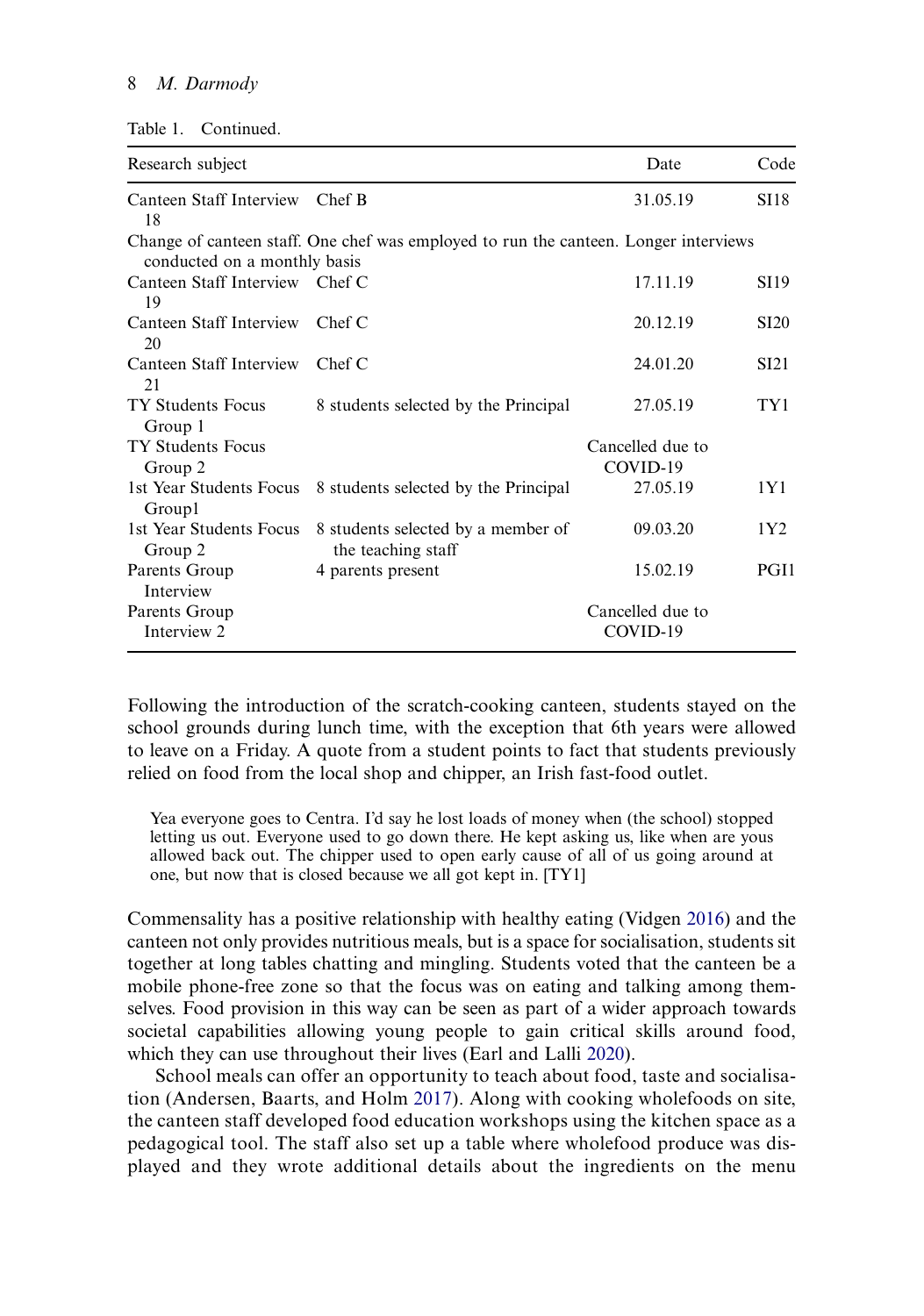Table 1. Continued.

| Research subject | | Date | Code |
|---|---|---|---|
| Canteen Staff Interview 18 | Chef B | 31.05.19 | SI18 |
| Change of canteen staff. One chef was employed to run the canteen. Longer interviews conducted on a monthly basis | | | |
| Canteen Staff Interview 19 | Chef C | 17.11.19 | SI19 |
| Canteen Staff Interview 20 | Chef C | 20.12.19 | SI20 |
| Canteen Staff Interview 21 | Chef C | 24.01.20 | SI21 |
| TY Students Focus Group 1 | 8 students selected by the Principal | 27.05.19 | TY1 |
| TY Students Focus Group 2 | | Cancelled due to COVID-19 | |
| 1st Year Students Focus Group1 | 8 students selected by the Principal | 27.05.19 | 1Y1 |
| 1st Year Students Focus Group 2 | 8 students selected by a member of the teaching staff | 09.03.20 | 1Y2 |
| Parents Group Interview | 4 parents present | 15.02.19 | PGI1 |
| Parents Group Interview 2 | | Cancelled due to COVID-19 | |

Following the introduction of the scratch-cooking canteen, students stayed on the school grounds during lunch time, with the exception that 6th years were allowed to leave on a Friday. A quote from a student points to fact that students previously relied on food from the local shop and chipper, an Irish fast-food outlet.

> Yea everyone goes to Centra. I'd say he lost loads of money when (the school) stopped letting us out. Everyone used to go down there. He kept asking us, like when are yous allowed back out. The chipper used to open early cause of all of us going around at one, but now that is closed because we all got kept in. [TY1]

Commensality has a positive relationship with healthy eating (Vidgen 2016) and the canteen not only provides nutritious meals, but is a space for socialisation, students sit together at long tables chatting and mingling. Students voted that the canteen be a mobile phone-free zone so that the focus was on eating and talking among themselves. Food provision in this way can be seen as part of a wider approach towards societal capabilities allowing young people to gain critical skills around food, which they can use throughout their lives (Earl and Lalli 2020).

School meals can offer an opportunity to teach about food, taste and socialisation (Andersen, Baarts, and Holm 2017). Along with cooking wholefoods on site, the canteen staff developed food education workshops using the kitchen space as a pedagogical tool. The staff also set up a table where wholefood produce was displayed and they wrote additional details about the ingredients on the menu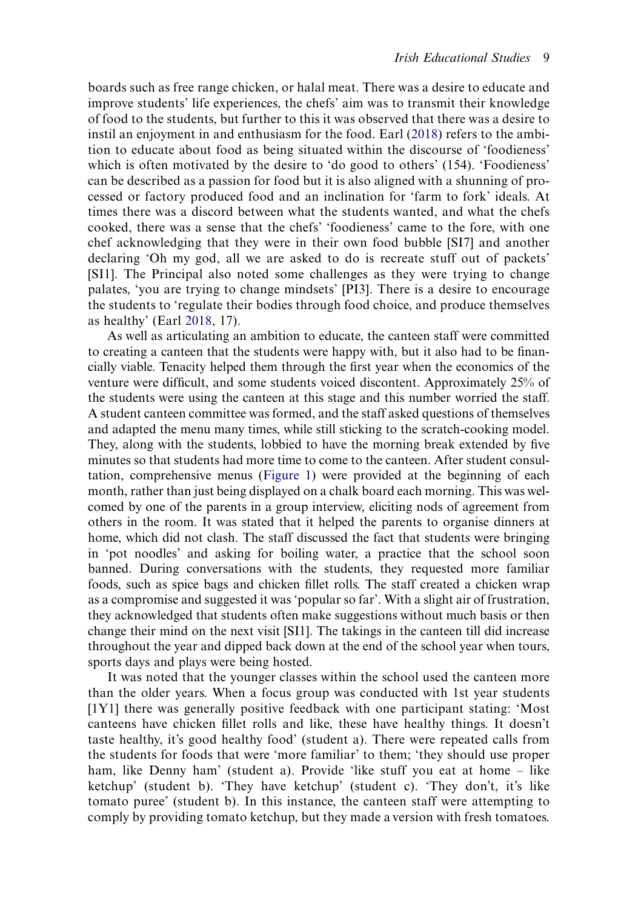boards such as free range chicken, or halal meat. There was a desire to educate and improve students' life experiences, the chefs' aim was to transmit their knowledge of food to the students, but further to this it was observed that there was a desire to instil an enjoyment in and enthusiasm for the food. Earl (2018) refers to the ambition to educate about food as being situated within the discourse of 'foodieness' which is often motivated by the desire to 'do good to others' (154). 'Foodieness' can be described as a passion for food but it is also aligned with a shunning of processed or factory produced food and an inclination for 'farm to fork' ideals. At times there was a discord between what the students wanted, and what the chefs cooked, there was a sense that the chefs' 'foodieness' came to the fore, with one chef acknowledging that they were in their own food bubble [SI7] and another declaring 'Oh my god, all we are asked to do is recreate stuff out of packets' [SI1]. The Principal also noted some challenges as they were trying to change palates, 'you are trying to change mindsets' [PI3]. There is a desire to encourage the students to 'regulate their bodies through food choice, and produce themselves as healthy' (Earl 2018, 17).

As well as articulating an ambition to educate, the canteen staff were committed to creating a canteen that the students were happy with, but it also had to be financially viable. Tenacity helped them through the first year when the economics of the venture were difficult, and some students voiced discontent. Approximately 25% of the students were using the canteen at this stage and this number worried the staff. A student canteen committee was formed, and the staff asked questions of themselves and adapted the menu many times, while still sticking to the scratch-cooking model. They, along with the students, lobbied to have the morning break extended by five minutes so that students had more time to come to the canteen. After student consultation, comprehensive menus (Figure 1) were provided at the beginning of each month, rather than just being displayed on a chalk board each morning. This was welcomed by one of the parents in a group interview, eliciting nods of agreement from others in the room. It was stated that it helped the parents to organise dinners at home, which did not clash. The staff discussed the fact that students were bringing in 'pot noodles' and asking for boiling water, a practice that the school soon banned. During conversations with the students, they requested more familiar foods, such as spice bags and chicken fillet rolls. The staff created a chicken wrap as a compromise and suggested it was 'popular so far'. With a slight air of frustration, they acknowledged that students often make suggestions without much basis or then change their mind on the next visit [SI1]. The takings in the canteen till did increase throughout the year and dipped back down at the end of the school year when tours, sports days and plays were being hosted.

It was noted that the younger classes within the school used the canteen more than the older years. When a focus group was conducted with 1st year students [1Y1] there was generally positive feedback with one participant stating: 'Most canteens have chicken fillet rolls and like, these have healthy things. It doesn't taste healthy, it's good healthy food' (student a). There were repeated calls from the students for foods that were 'more familiar' to them; 'they should use proper ham, like Denny ham' (student a). Provide 'like stuff you eat at home – like ketchup' (student b). 'They have ketchup' (student c). 'They don't, it's like tomato puree' (student b). In this instance, the canteen staff were attempting to comply by providing tomato ketchup, but they made a version with fresh tomatoes.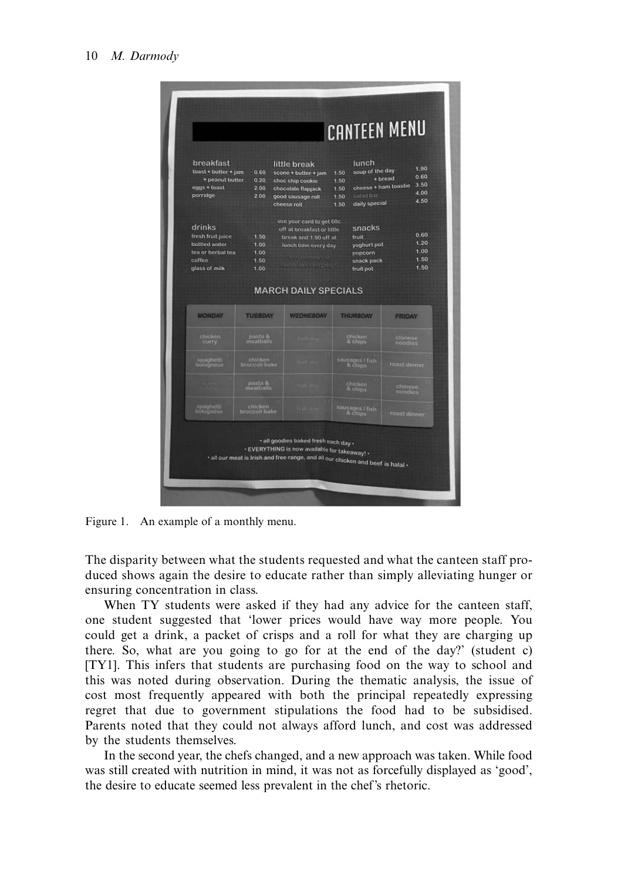Figure 1. An example of a monthly menu.

The disparity between what the students requested and what the canteen staff produced shows again the desire to educate rather than simply alleviating hunger or ensuring concentration in class.

When TY students were asked if they had any advice for the canteen staff, one student suggested that 'lower prices would have way more people. You could get a drink, a packet of crisps and a roll for what they are charging up there. So, what are you going to go for at the end of the day?' (student c) [TY1]. This infers that students are purchasing food on the way to school and this was noted during observation. During the thematic analysis, the issue of cost most frequently appeared with both the principal repeatedly expressing regret that due to government stipulations the food had to be subsidised. Parents noted that they could not always afford lunch, and cost was addressed by the students themselves.

In the second year, the chefs changed, and a new approach was taken. While food was still created with nutrition in mind, it was not as forcefully displayed as 'good', the desire to educate seemed less prevalent in the chef's rhetoric.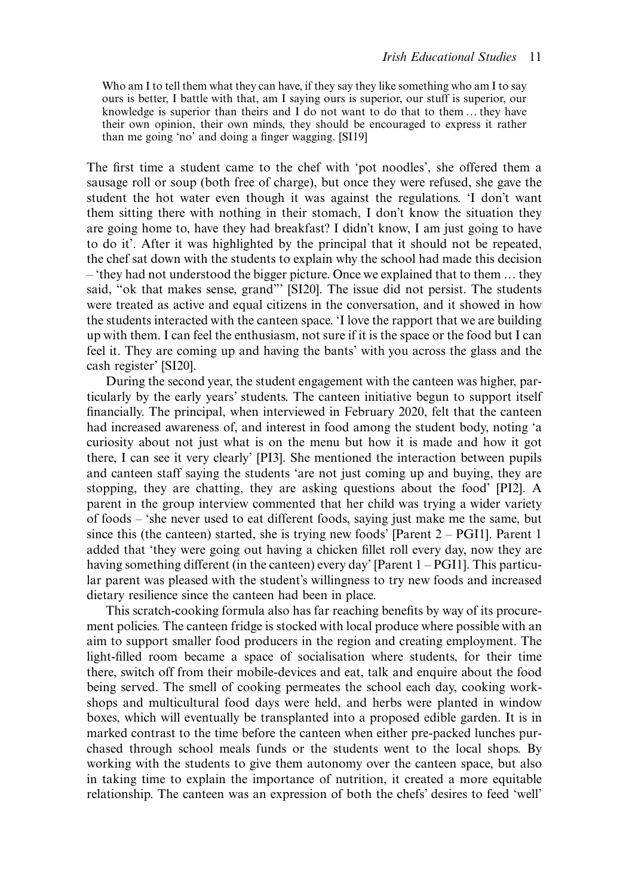> Who am I to tell them what they can have, if they say they like something who am I to say ours is better, I battle with that, am I saying ours is superior, our stuff is superior, our knowledge is superior than theirs and I do not want to do that to them … they have their own opinion, their own minds, they should be encouraged to express it rather than me going 'no' and doing a finger wagging. [SI19]

The first time a student came to the chef with 'pot noodles', she offered them a sausage roll or soup (both free of charge), but once they were refused, she gave the student the hot water even though it was against the regulations. 'I don't want them sitting there with nothing in their stomach, I don't know the situation they are going home to, have they had breakfast? I didn't know, I am just going to have to do it'. After it was highlighted by the principal that it should not be repeated, the chef sat down with the students to explain why the school had made this decision – 'they had not understood the bigger picture. Once we explained that to them … they said, "ok that makes sense, grand"' [SI20]. The issue did not persist. The students were treated as active and equal citizens in the conversation, and it showed in how the students interacted with the canteen space. 'I love the rapport that we are building up with them. I can feel the enthusiasm, not sure if it is the space or the food but I can feel it. They are coming up and having the bants' with you across the glass and the cash register' [SI20].

During the second year, the student engagement with the canteen was higher, particularly by the early years' students. The canteen initiative begun to support itself financially. The principal, when interviewed in February 2020, felt that the canteen had increased awareness of, and interest in food among the student body, noting 'a curiosity about not just what is on the menu but how it is made and how it got there, I can see it very clearly' [PI3]. She mentioned the interaction between pupils and canteen staff saying the students 'are not just coming up and buying, they are stopping, they are chatting, they are asking questions about the food' [PI2]. A parent in the group interview commented that her child was trying a wider variety of foods – 'she never used to eat different foods, saying just make me the same, but since this (the canteen) started, she is trying new foods' [Parent 2 – PGI1]. Parent 1 added that 'they were going out having a chicken fillet roll every day, now they are having something different (in the canteen) every day' [Parent 1 – PGI1]. This particular parent was pleased with the student's willingness to try new foods and increased dietary resilience since the canteen had been in place.

This scratch-cooking formula also has far reaching benefits by way of its procurement policies. The canteen fridge is stocked with local produce where possible with an aim to support smaller food producers in the region and creating employment. The light-filled room became a space of socialisation where students, for their time there, switch off from their mobile-devices and eat, talk and enquire about the food being served. The smell of cooking permeates the school each day, cooking workshops and multicultural food days were held, and herbs were planted in window boxes, which will eventually be transplanted into a proposed edible garden. It is in marked contrast to the time before the canteen when either pre-packed lunches purchased through school meals funds or the students went to the local shops. By working with the students to give them autonomy over the canteen space, but also in taking time to explain the importance of nutrition, it created a more equitable relationship. The canteen was an expression of both the chefs' desires to feed 'well'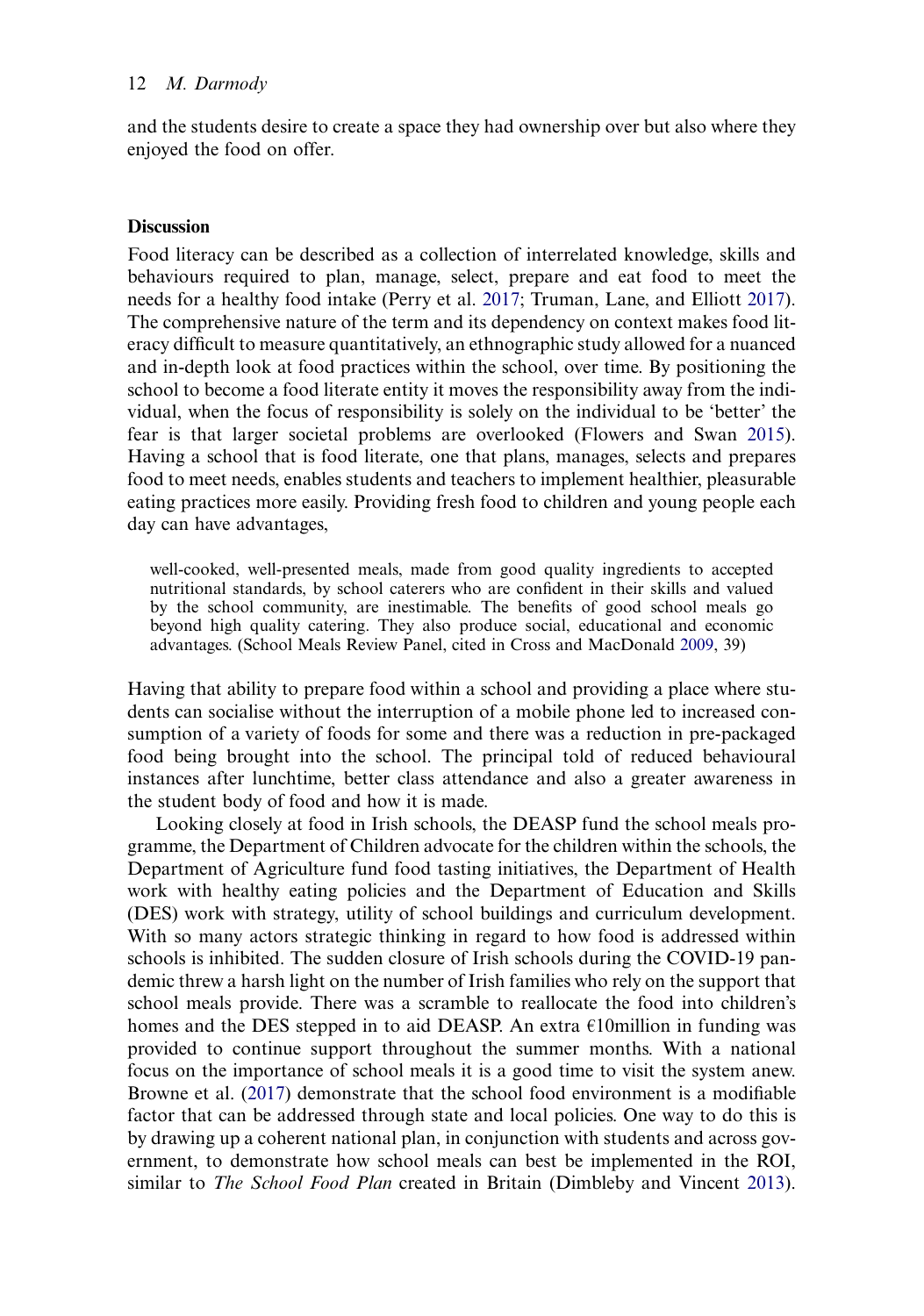and the students desire to create a space they had ownership over but also where they enjoyed the food on offer.

## Discussion

Food literacy can be described as a collection of interrelated knowledge, skills and behaviours required to plan, manage, select, prepare and eat food to meet the needs for a healthy food intake (Perry et al. 2017; Truman, Lane, and Elliott 2017). The comprehensive nature of the term and its dependency on context makes food literacy difficult to measure quantitatively, an ethnographic study allowed for a nuanced and in-depth look at food practices within the school, over time. By positioning the school to become a food literate entity it moves the responsibility away from the individual, when the focus of responsibility is solely on the individual to be 'better' the fear is that larger societal problems are overlooked (Flowers and Swan 2015). Having a school that is food literate, one that plans, manages, selects and prepares food to meet needs, enables students and teachers to implement healthier, pleasurable eating practices more easily. Providing fresh food to children and young people each day can have advantages,

> well-cooked, well-presented meals, made from good quality ingredients to accepted nutritional standards, by school caterers who are confident in their skills and valued by the school community, are inestimable. The benefits of good school meals go beyond high quality catering. They also produce social, educational and economic advantages. (School Meals Review Panel, cited in Cross and MacDonald 2009, 39)

Having that ability to prepare food within a school and providing a place where students can socialise without the interruption of a mobile phone led to increased consumption of a variety of foods for some and there was a reduction in pre-packaged food being brought into the school. The principal told of reduced behavioural instances after lunchtime, better class attendance and also a greater awareness in the student body of food and how it is made.

Looking closely at food in Irish schools, the DEASP fund the school meals programme, the Department of Children advocate for the children within the schools, the Department of Agriculture fund food tasting initiatives, the Department of Health work with healthy eating policies and the Department of Education and Skills (DES) work with strategy, utility of school buildings and curriculum development. With so many actors strategic thinking in regard to how food is addressed within schools is inhibited. The sudden closure of Irish schools during the COVID-19 pandemic threw a harsh light on the number of Irish families who rely on the support that school meals provide. There was a scramble to reallocate the food into children's homes and the DES stepped in to aid DEASP. An extra €10million in funding was provided to continue support throughout the summer months. With a national focus on the importance of school meals it is a good time to visit the system anew. Browne et al. (2017) demonstrate that the school food environment is a modifiable factor that can be addressed through state and local policies. One way to do this is by drawing up a coherent national plan, in conjunction with students and across government, to demonstrate how school meals can best be implemented in the ROI, similar to *The School Food Plan* created in Britain (Dimbleby and Vincent 2013).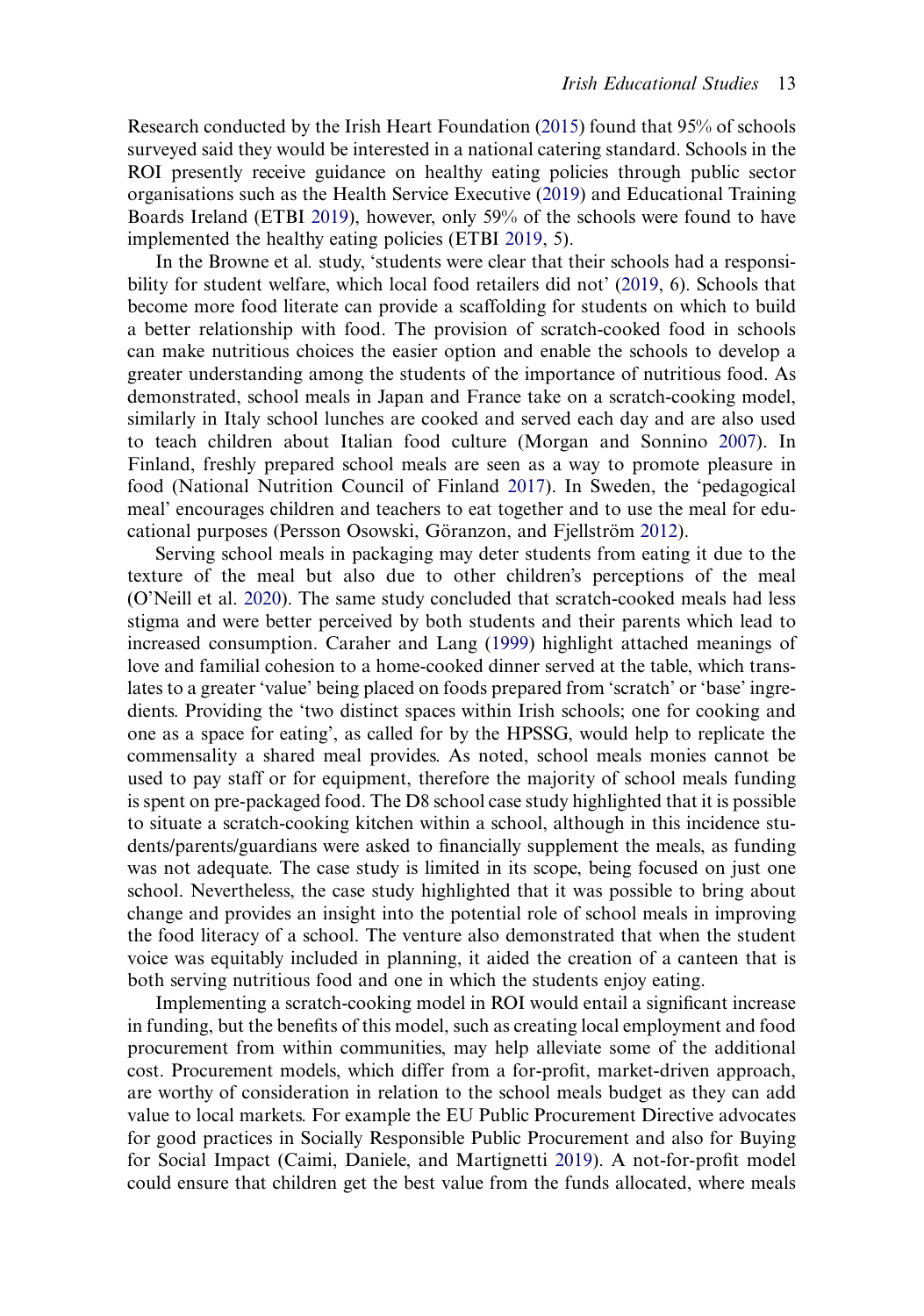Research conducted by the Irish Heart Foundation (2015) found that 95% of schools surveyed said they would be interested in a national catering standard. Schools in the ROI presently receive guidance on healthy eating policies through public sector organisations such as the Health Service Executive (2019) and Educational Training Boards Ireland (ETBI 2019), however, only 59% of the schools were found to have implemented the healthy eating policies (ETBI 2019, 5).

In the Browne et al. study, 'students were clear that their schools had a responsibility for student welfare, which local food retailers did not' (2019, 6). Schools that become more food literate can provide a scaffolding for students on which to build a better relationship with food. The provision of scratch-cooked food in schools can make nutritious choices the easier option and enable the schools to develop a greater understanding among the students of the importance of nutritious food. As demonstrated, school meals in Japan and France take on a scratch-cooking model, similarly in Italy school lunches are cooked and served each day and are also used to teach children about Italian food culture (Morgan and Sonnino 2007). In Finland, freshly prepared school meals are seen as a way to promote pleasure in food (National Nutrition Council of Finland 2017). In Sweden, the 'pedagogical meal' encourages children and teachers to eat together and to use the meal for educational purposes (Persson Osowski, Göranzon, and Fjellström 2012).

Serving school meals in packaging may deter students from eating it due to the texture of the meal but also due to other children's perceptions of the meal (O'Neill et al. 2020). The same study concluded that scratch-cooked meals had less stigma and were better perceived by both students and their parents which lead to increased consumption. Caraher and Lang (1999) highlight attached meanings of love and familial cohesion to a home-cooked dinner served at the table, which translates to a greater 'value' being placed on foods prepared from 'scratch' or 'base' ingredients. Providing the 'two distinct spaces within Irish schools; one for cooking and one as a space for eating', as called for by the HPSSG, would help to replicate the commensality a shared meal provides. As noted, school meals monies cannot be used to pay staff or for equipment, therefore the majority of school meals funding is spent on pre-packaged food. The D8 school case study highlighted that it is possible to situate a scratch-cooking kitchen within a school, although in this incidence students/parents/guardians were asked to financially supplement the meals, as funding was not adequate. The case study is limited in its scope, being focused on just one school. Nevertheless, the case study highlighted that it was possible to bring about change and provides an insight into the potential role of school meals in improving the food literacy of a school. The venture also demonstrated that when the student voice was equitably included in planning, it aided the creation of a canteen that is both serving nutritious food and one in which the students enjoy eating.

Implementing a scratch-cooking model in ROI would entail a significant increase in funding, but the benefits of this model, such as creating local employment and food procurement from within communities, may help alleviate some of the additional cost. Procurement models, which differ from a for-profit, market-driven approach, are worthy of consideration in relation to the school meals budget as they can add value to local markets. For example the EU Public Procurement Directive advocates for good practices in Socially Responsible Public Procurement and also for Buying for Social Impact (Caimi, Daniele, and Martignetti 2019). A not-for-profit model could ensure that children get the best value from the funds allocated, where meals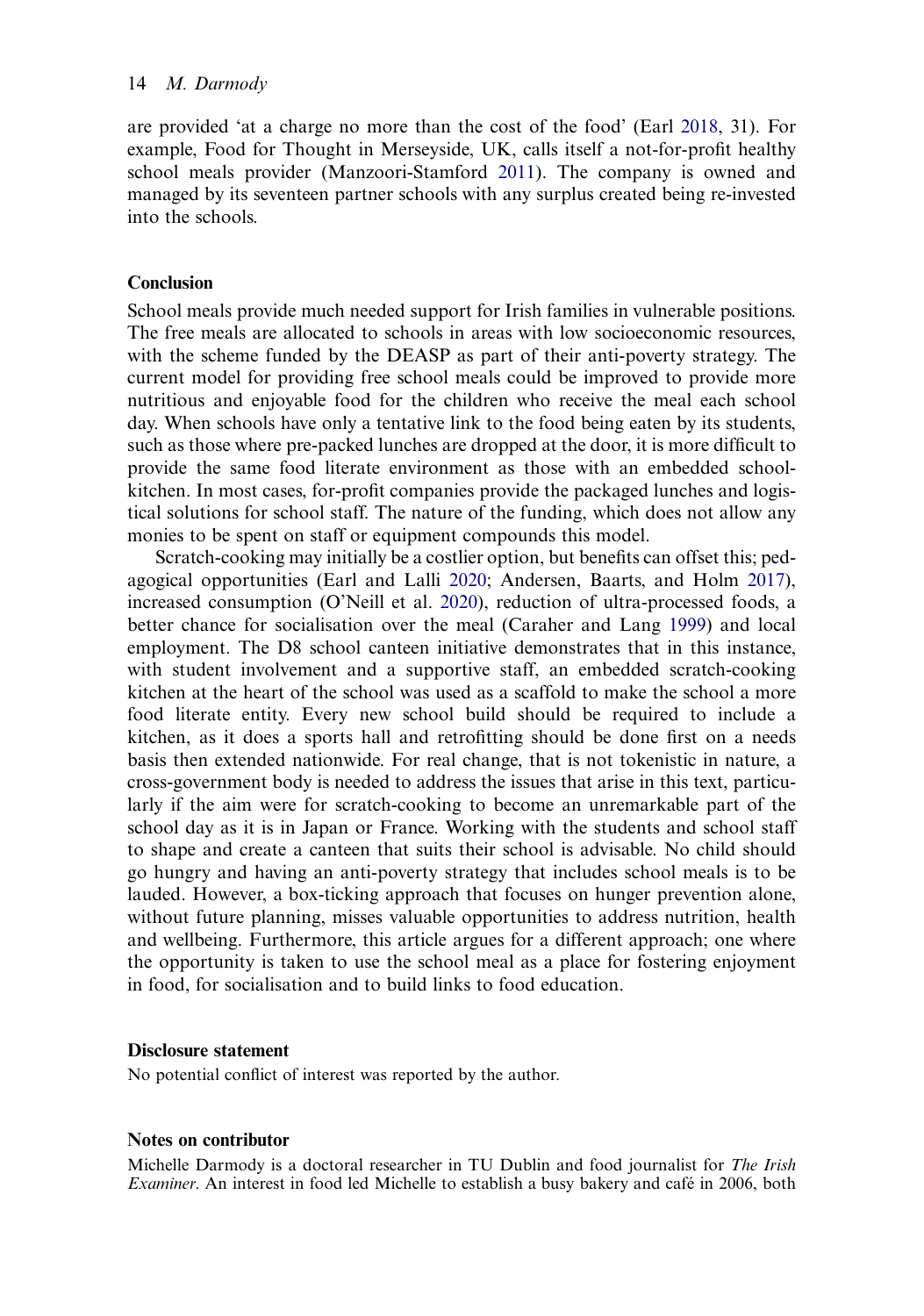are provided 'at a charge no more than the cost of the food' (Earl 2018, 31). For example, Food for Thought in Merseyside, UK, calls itself a not-for-profit healthy school meals provider (Manzoori-Stamford 2011). The company is owned and managed by its seventeen partner schools with any surplus created being re-invested into the schools.

## Conclusion

School meals provide much needed support for Irish families in vulnerable positions. The free meals are allocated to schools in areas with low socioeconomic resources, with the scheme funded by the DEASP as part of their anti-poverty strategy. The current model for providing free school meals could be improved to provide more nutritious and enjoyable food for the children who receive the meal each school day. When schools have only a tentative link to the food being eaten by its students, such as those where pre-packed lunches are dropped at the door, it is more difficult to provide the same food literate environment as those with an embedded school-kitchen. In most cases, for-profit companies provide the packaged lunches and logistical solutions for school staff. The nature of the funding, which does not allow any monies to be spent on staff or equipment compounds this model.

Scratch-cooking may initially be a costlier option, but benefits can offset this; pedagogical opportunities (Earl and Lalli 2020; Andersen, Baarts, and Holm 2017), increased consumption (O'Neill et al. 2020), reduction of ultra-processed foods, a better chance for socialisation over the meal (Caraher and Lang 1999) and local employment. The D8 school canteen initiative demonstrates that in this instance, with student involvement and a supportive staff, an embedded scratch-cooking kitchen at the heart of the school was used as a scaffold to make the school a more food literate entity. Every new school build should be required to include a kitchen, as it does a sports hall and retrofitting should be done first on a needs basis then extended nationwide. For real change, that is not tokenistic in nature, a cross-government body is needed to address the issues that arise in this text, particularly if the aim were for scratch-cooking to become an unremarkable part of the school day as it is in Japan or France. Working with the students and school staff to shape and create a canteen that suits their school is advisable. No child should go hungry and having an anti-poverty strategy that includes school meals is to be lauded. However, a box-ticking approach that focuses on hunger prevention alone, without future planning, misses valuable opportunities to address nutrition, health and wellbeing. Furthermore, this article argues for a different approach; one where the opportunity is taken to use the school meal as a place for fostering enjoyment in food, for socialisation and to build links to food education.

## Disclosure statement

No potential conflict of interest was reported by the author.

## Notes on contributor

Michelle Darmody is a doctoral researcher in TU Dublin and food journalist for *The Irish Examiner*. An interest in food led Michelle to establish a busy bakery and café in 2006, both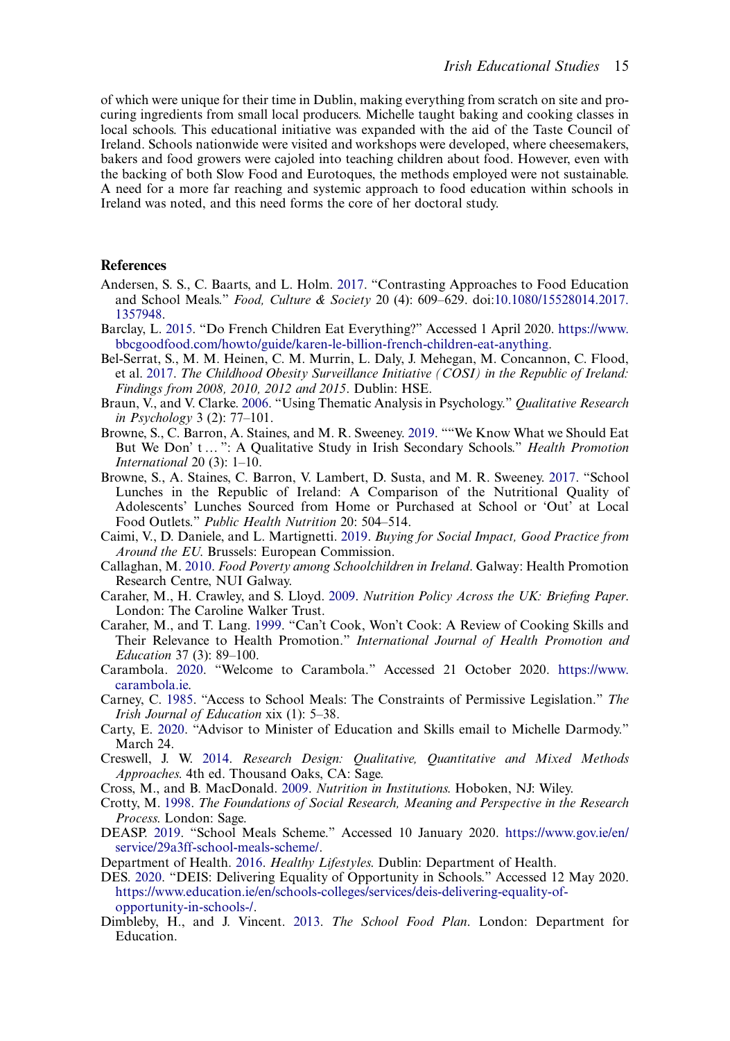of which were unique for their time in Dublin, making everything from scratch on site and procuring ingredients from small local producers. Michelle taught baking and cooking classes in local schools. This educational initiative was expanded with the aid of the Taste Council of Ireland. Schools nationwide were visited and workshops were developed, where cheesemakers, bakers and food growers were cajoled into teaching children about food. However, even with the backing of both Slow Food and Eurotoques, the methods employed were not sustainable. A need for a more far reaching and systemic approach to food education within schools in Ireland was noted, and this need forms the core of her doctoral study.

## References

Andersen, S. S., C. Baarts, and L. Holm. 2017. "Contrasting Approaches to Food Education and School Meals." *Food, Culture & Society* 20 (4): 609–629. doi:10.1080/15528014.2017.1357948.

Barclay, L. 2015. "Do French Children Eat Everything?" Accessed 1 April 2020. https://www.bbcgoodfood.com/howto/guide/karen-le-billion-french-children-eat-anything.

Bel-Serrat, S., M. M. Heinen, C. M. Murrin, L. Daly, J. Mehegan, M. Concannon, C. Flood, et al. 2017. *The Childhood Obesity Surveillance Initiative (COSI) in the Republic of Ireland: Findings from 2008, 2010, 2012 and 2015*. Dublin: HSE.

Braun, V., and V. Clarke. 2006. "Using Thematic Analysis in Psychology." *Qualitative Research in Psychology* 3 (2): 77–101.

Browne, S., C. Barron, A. Staines, and M. R. Sweeney. 2019. ""We Know What we Should Eat But We Don' t … ": A Qualitative Study in Irish Secondary Schools." *Health Promotion International* 20 (3): 1–10.

Browne, S., A. Staines, C. Barron, V. Lambert, D. Susta, and M. R. Sweeney. 2017. "School Lunches in the Republic of Ireland: A Comparison of the Nutritional Quality of Adolescents' Lunches Sourced from Home or Purchased at School or 'Out' at Local Food Outlets." *Public Health Nutrition* 20: 504–514.

Caimi, V., D. Daniele, and L. Martignetti. 2019. *Buying for Social Impact, Good Practice from Around the EU*. Brussels: European Commission.

Callaghan, M. 2010. *Food Poverty among Schoolchildren in Ireland*. Galway: Health Promotion Research Centre, NUI Galway.

Caraher, M., H. Crawley, and S. Lloyd. 2009. *Nutrition Policy Across the UK: Briefing Paper*. London: The Caroline Walker Trust.

Caraher, M., and T. Lang. 1999. "Can't Cook, Won't Cook: A Review of Cooking Skills and Their Relevance to Health Promotion." *International Journal of Health Promotion and Education* 37 (3): 89–100.

Carambola. 2020. "Welcome to Carambola." Accessed 21 October 2020. https://www.carambola.ie.

Carney, C. 1985. "Access to School Meals: The Constraints of Permissive Legislation." *The Irish Journal of Education* xix (1): 5–38.

Carty, E. 2020. "Advisor to Minister of Education and Skills email to Michelle Darmody." March 24.

Creswell, J. W. 2014. *Research Design: Qualitative, Quantitative and Mixed Methods Approaches*. 4th ed. Thousand Oaks, CA: Sage.

Cross, M., and B. MacDonald. 2009. *Nutrition in Institutions*. Hoboken, NJ: Wiley.

Crotty, M. 1998. *The Foundations of Social Research, Meaning and Perspective in the Research Process*. London: Sage.

DEASP. 2019. "School Meals Scheme." Accessed 10 January 2020. https://www.gov.ie/en/service/29a3ff-school-meals-scheme/.

Department of Health. 2016. *Healthy Lifestyles*. Dublin: Department of Health.

DES. 2020. "DEIS: Delivering Equality of Opportunity in Schools." Accessed 12 May 2020. https://www.education.ie/en/schools-colleges/services/deis-delivering-equality-of-opportunity-in-schools-/.

Dimbleby, H., and J. Vincent. 2013. *The School Food Plan*. London: Department for Education.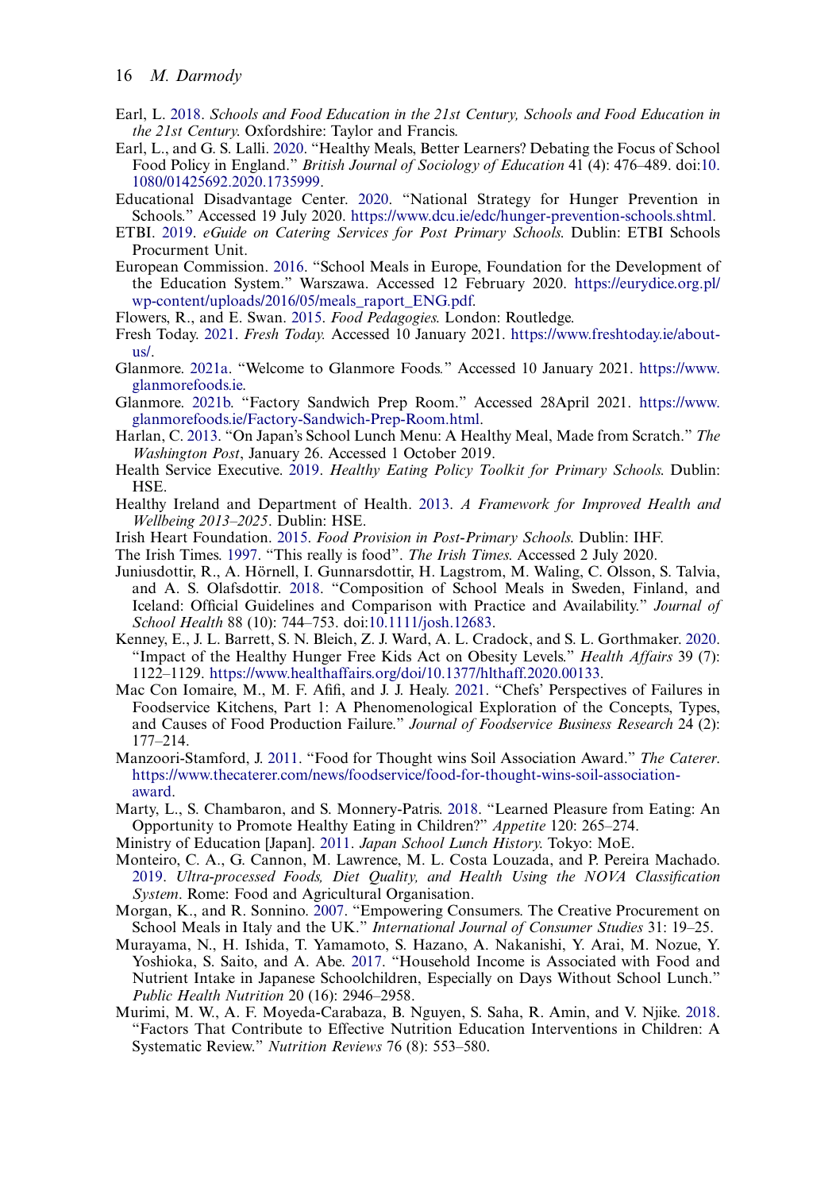Earl, L. 2018. *Schools and Food Education in the 21st Century, Schools and Food Education in the 21st Century*. Oxfordshire: Taylor and Francis.

Earl, L., and G. S. Lalli. 2020. “Healthy Meals, Better Learners? Debating the Focus of School Food Policy in England.” *British Journal of Sociology of Education* 41 (4): 476–489. doi:10.1080/01425692.2020.1735999.

Educational Disadvantage Center. 2020. “National Strategy for Hunger Prevention in Schools.” Accessed 19 July 2020. https://www.dcu.ie/edc/hunger-prevention-schools.shtml.

ETBI. 2019. *eGuide on Catering Services for Post Primary Schools*. Dublin: ETBI Schools Procurment Unit.

European Commission. 2016. “School Meals in Europe, Foundation for the Development of the Education System.” Warszawa. Accessed 12 February 2020. https://eurydice.org.pl/wp-content/uploads/2016/05/meals_raport_ENG.pdf.

Flowers, R., and E. Swan. 2015. *Food Pedagogies*. London: Routledge.

Fresh Today. 2021. *Fresh Today*. Accessed 10 January 2021. https://www.freshtoday.ie/about-us/.

Glanmore. 2021a. “Welcome to Glanmore Foods.” Accessed 10 January 2021. https://www.glanmorefoods.ie.

Glanmore. 2021b. “Factory Sandwich Prep Room.” Accessed 28April 2021. https://www.glanmorefoods.ie/Factory-Sandwich-Prep-Room.html.

Harlan, C. 2013. “On Japan’s School Lunch Menu: A Healthy Meal, Made from Scratch.” *The Washington Post*, January 26. Accessed 1 October 2019.

Health Service Executive. 2019. *Healthy Eating Policy Toolkit for Primary Schools*. Dublin: HSE.

Healthy Ireland and Department of Health. 2013. *A Framework for Improved Health and Wellbeing 2013–2025*. Dublin: HSE.

Irish Heart Foundation. 2015. *Food Provision in Post-Primary Schools*. Dublin: IHF.

The Irish Times. 1997. “This really is food”. *The Irish Times*. Accessed 2 July 2020.

Juniusdottir, R., A. Hörnell, I. Gunnarsdottir, H. Lagstrom, M. Waling, C. Olsson, S. Talvia, and A. S. Olafsdottir. 2018. “Composition of School Meals in Sweden, Finland, and Iceland: Official Guidelines and Comparison with Practice and Availability.” *Journal of School Health* 88 (10): 744–753. doi:10.1111/josh.12683.

Kenney, E., J. L. Barrett, S. N. Bleich, Z. J. Ward, A. L. Cradock, and S. L. Gorthmaker. 2020. “Impact of the Healthy Hunger Free Kids Act on Obesity Levels.” *Health Affairs* 39 (7): 1122–1129. https://www.healthaffairs.org/doi/10.1377/hlthaff.2020.00133.

Mac Con Iomaire, M., M. F. Afifi, and J. J. Healy. 2021. “Chefs’ Perspectives of Failures in Foodservice Kitchens, Part 1: A Phenomenological Exploration of the Concepts, Types, and Causes of Food Production Failure.” *Journal of Foodservice Business Research* 24 (2): 177–214.

Manzoori-Stamford, J. 2011. “Food for Thought wins Soil Association Award.” *The Caterer*. https://www.thecaterer.com/news/foodservice/food-for-thought-wins-soil-association-award.

Marty, L., S. Chambaron, and S. Monnery-Patris. 2018. “Learned Pleasure from Eating: An Opportunity to Promote Healthy Eating in Children?” *Appetite* 120: 265–274.

Ministry of Education [Japan]. 2011. *Japan School Lunch History*. Tokyo: MoE.

Monteiro, C. A., G. Cannon, M. Lawrence, M. L. Costa Louzada, and P. Pereira Machado. 2019. *Ultra-processed Foods, Diet Quality, and Health Using the NOVA Classification System*. Rome: Food and Agricultural Organisation.

Morgan, K., and R. Sonnino. 2007. “Empowering Consumers. The Creative Procurement on School Meals in Italy and the UK.” *International Journal of Consumer Studies* 31: 19–25.

Murayama, N., H. Ishida, T. Yamamoto, S. Hazano, A. Nakanishi, Y. Arai, M. Nozue, Y. Yoshioka, S. Saito, and A. Abe. 2017. “Household Income is Associated with Food and Nutrient Intake in Japanese Schoolchildren, Especially on Days Without School Lunch.” *Public Health Nutrition* 20 (16): 2946–2958.

Murimi, M. W., A. F. Moyeda-Carabaza, B. Nguyen, S. Saha, R. Amin, and V. Njike. 2018. “Factors That Contribute to Effective Nutrition Education Interventions in Children: A Systematic Review.” *Nutrition Reviews* 76 (8): 553–580.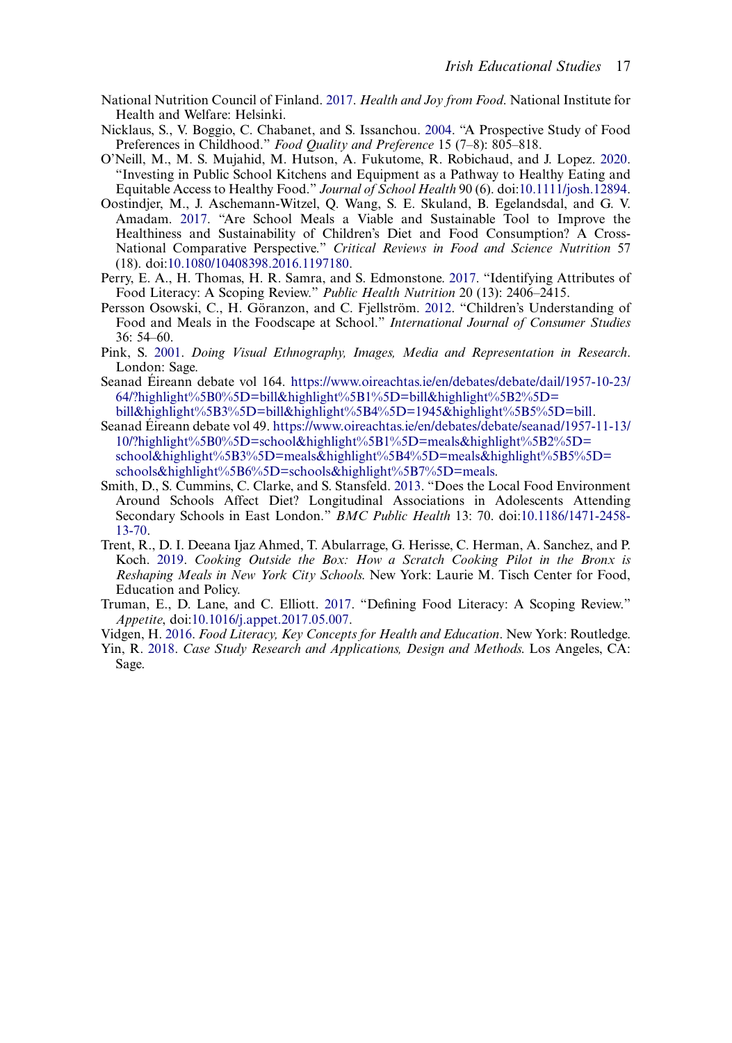National Nutrition Council of Finland. 2017. *Health and Joy from Food*. National Institute for Health and Welfare: Helsinki.

Nicklaus, S., V. Boggio, C. Chabanet, and S. Issanchou. 2004. "A Prospective Study of Food Preferences in Childhood." *Food Quality and Preference* 15 (7–8): 805–818.

O'Neill, M., M. S. Mujahid, M. Hutson, A. Fukutome, R. Robichaud, and J. Lopez. 2020. "Investing in Public School Kitchens and Equipment as a Pathway to Healthy Eating and Equitable Access to Healthy Food." *Journal of School Health* 90 (6). doi:10.1111/josh.12894.

Oostindjer, M., J. Aschemann-Witzel, Q. Wang, S. E. Skuland, B. Egelandsdal, and G. V. Amadam. 2017. "Are School Meals a Viable and Sustainable Tool to Improve the Healthiness and Sustainability of Children's Diet and Food Consumption? A Cross-National Comparative Perspective." *Critical Reviews in Food and Science Nutrition* 57 (18). doi:10.1080/10408398.2016.1197180.

Perry, E. A., H. Thomas, H. R. Samra, and S. Edmonstone. 2017. "Identifying Attributes of Food Literacy: A Scoping Review." *Public Health Nutrition* 20 (13): 2406–2415.

Persson Osowski, C., H. Göranzon, and C. Fjellström. 2012. "Children's Understanding of Food and Meals in the Foodscape at School." *International Journal of Consumer Studies* 36: 54–60.

Pink, S. 2001. *Doing Visual Ethnography, Images, Media and Representation in Research*. London: Sage.

Seanad Éireann debate vol 164. https://www.oireachtas.ie/en/debates/debate/dail/1957-10-23/64/?highlight%5B0%5D=bill&highlight%5B1%5D=bill&highlight%5B2%5D=bill&highlight%5B3%5D=bill&highlight%5B4%5D=1945&highlight%5B5%5D=bill.

Seanad Éireann debate vol 49. https://www.oireachtas.ie/en/debates/debate/seanad/1957-11-13/10/?highlight%5B0%5D=school&highlight%5B1%5D=meals&highlight%5B2%5D=school&highlight%5B3%5D=meals&highlight%5B4%5D=meals&highlight%5B5%5D=schools&highlight%5B6%5D=schools&highlight%5B7%5D=meals.

Smith, D., S. Cummins, C. Clarke, and S. Stansfeld. 2013. "Does the Local Food Environment Around Schools Affect Diet? Longitudinal Associations in Adolescents Attending Secondary Schools in East London." *BMC Public Health* 13: 70. doi:10.1186/1471-2458-13-70.

Trent, R., D. I. Deeana Ijaz Ahmed, T. Abularrage, G. Herisse, C. Herman, A. Sanchez, and P. Koch. 2019. *Cooking Outside the Box: How a Scratch Cooking Pilot in the Bronx is Reshaping Meals in New York City Schools*. New York: Laurie M. Tisch Center for Food, Education and Policy.

Truman, E., D. Lane, and C. Elliott. 2017. "Defining Food Literacy: A Scoping Review." *Appetite*, doi:10.1016/j.appet.2017.05.007.

Vidgen, H. 2016. *Food Literacy, Key Concepts for Health and Education*. New York: Routledge.

Yin, R. 2018. *Case Study Research and Applications, Design and Methods*. Los Angeles, CA: Sage.